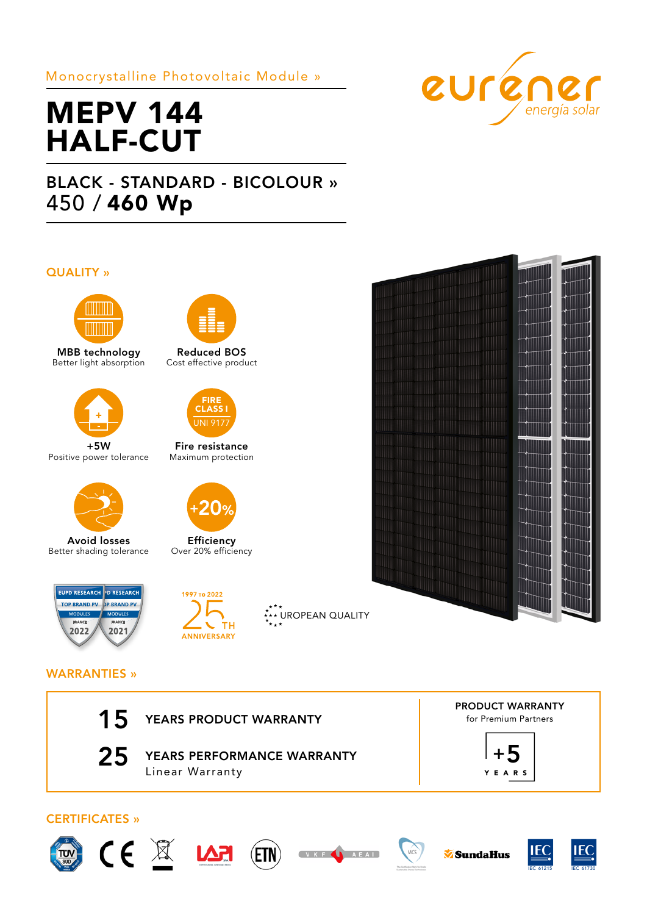Monocrystalline Photovoltaic Module »

# MEPV 144 HALF-CUT

## BLACK - STANDARD - BICOLOUR »

450 / **460 Wp**

eurener energía solar

## QUALITY »

**MBB technology**
Better light absorption

**Reduced BOS**
Cost effective product

**+5W**
Positive power tolerance

**Fire resistance**
Maximum protection

FIRE CLASS I UNI 9177

**Avoid losses**
Better shading tolerance

**Efficiency**
Over 20% efficiency

+20%

EUPD RESEARCH TOP BRAND PV MODULES FRANCE 2022

EUPD RESEARCH TOP BRAND PV MODULES FRANCE 2021

1997 TO 2022 25TH ANNIVERSARY

EUROPEAN QUALITY

## WARRANTIES »

**15** YEARS PRODUCT WARRANTY

**25** YEARS PERFORMANCE WARRANTY
Linear Warranty

**PRODUCT WARRANTY**
for Premium Partners

+5 YEARS

## CERTIFICATES »

TÜV SÜD · CE · LAPI · ETN · VKF AEAI · MCS · SundaHus · IEC 61215 · IEC 61730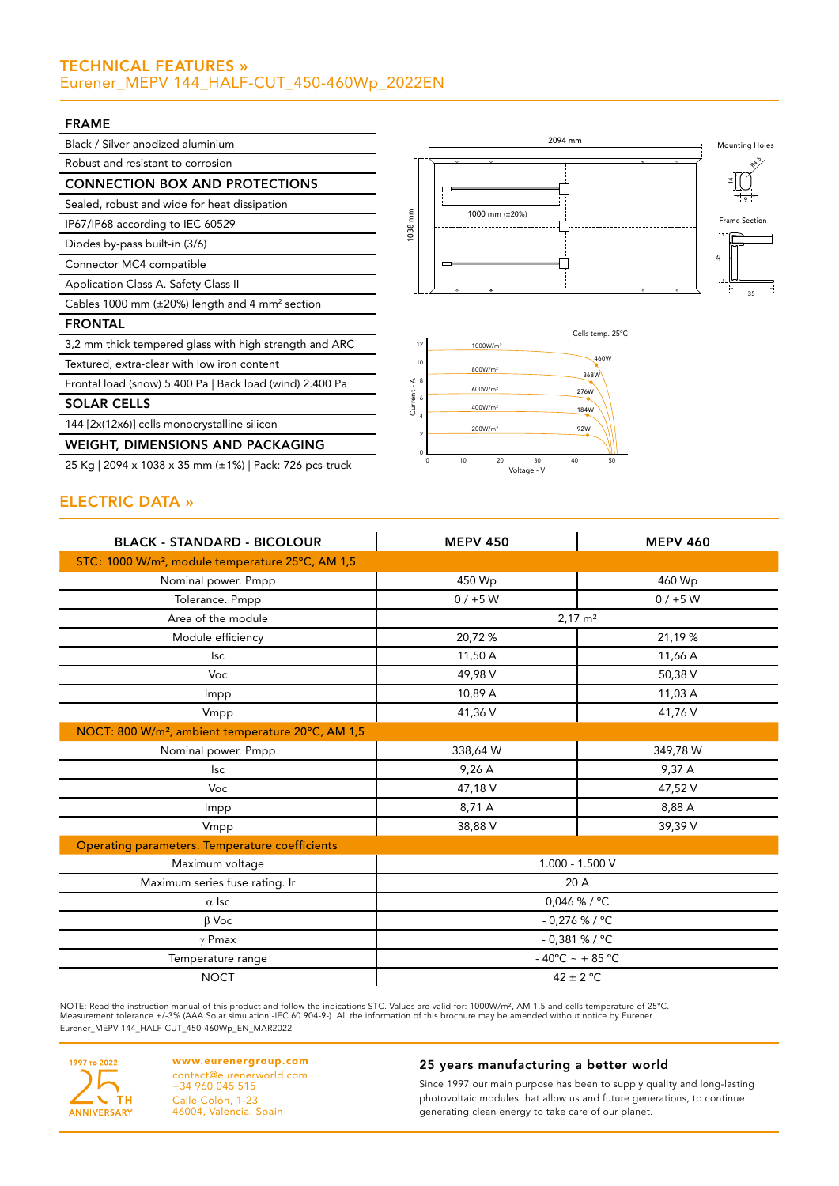## TECHNICAL FEATURES »

Eurener_MEPV 144_HALF-CUT_450-460Wp_2022EN

| | |
|---|---|
| **FRAME** | |
| Black / Silver anodized aluminium | |
| Robust and resistant to corrosion | |
| **CONNECTION BOX AND PROTECTIONS** | |
| Sealed, robust and wide for heat dissipation | |
| IP67/IP68 according to IEC 60529 | |
| Diodes by-pass built-in (3/6) | |
| Connector MC4 compatible | |
| Application Class A. Safety Class II | |
| Cables 1000 mm (±20%) length and 4 mm² section | |
| **FRONTAL** | |
| 3,2 mm thick tempered glass with high strength and ARC | |
| Textured, extra-clear with low iron content | |
| Frontal load (snow) 5.400 Pa \| Back load (wind) 2.400 Pa | |
| **SOLAR CELLS** | |
| 144 [2x(12x6)] cells monocrystalline silicon | |
| **WEIGHT, DIMENSIONS AND PACKAGING** | |
| 25 Kg \| 2094 x 1038 x 35 mm (±1%) \| Pack: 726 pcs-truck | |

2094 mm
1038 mm
1000 mm (±20%)
Mounting Holes
14
9
8.5
Frame Section
35
35

Cells temp. 25°C
1000W/m² 460W
800W/m² 368W
600W/m² 276W
400W/m² 184W
200W/m² 92W
Current - A
Voltage - V
0 2 4 6 8 10 12
0 10 20 30 40 50

## ELECTRIC DATA »

| BLACK - STANDARD - BICOLOUR | MEPV 450 | MEPV 460 |
|---|---|---|
| STC: 1000 W/m², module temperature 25°C, AM 1,5 | | |
| Nominal power. Pmpp | 450 Wp | 460 Wp |
| Tolerance. Pmpp | 0 / +5 W | 0 / +5 W |
| Area of the module | 2,17 m² | |
| Module efficiency | 20,72 % | 21,19 % |
| Isc | 11,50 A | 11,66 A |
| Voc | 49,98 V | 50,38 V |
| Impp | 10,89 A | 11,03 A |
| Vmpp | 41,36 V | 41,76 V |
| NOCT: 800 W/m², ambient temperature 20°C, AM 1,5 | | |
| Nominal power. Pmpp | 338,64 W | 349,78 W |
| Isc | 9,26 A | 9,37 A |
| Voc | 47,18 V | 47,52 V |
| Impp | 8,71 A | 8,88 A |
| Vmpp | 38,88 V | 39,39 V |
| Operating parameters. Temperature coefficients | | |
| Maximum voltage | 1.000 - 1.500 V | |
| Maximum series fuse rating. Ir | 20 A | |
| α Isc | 0,046 % / °C | |
| β Voc | - 0,276 % / °C | |
| γ Pmax | - 0,381 % / °C | |
| Temperature range | - 40°C ~ + 85 °C | |
| NOCT | 42 ± 2 °C | |

NOTE: Read the instruction manual of this product and follow the indications STC. Values are valid for: 1000W/m², AM 1,5 and cells temperature of 25°C. Measurement tolerance +/-3% (AAA Solar simulation -IEC 60.904-9-). All the information of this brochure may be amended without notice by Eurener.
Eurener_MEPV 144_HALF-CUT_450-460Wp_EN_MAR2022

1997 TO 2022
25 TH
ANNIVERSARY

**www.eurenergroup.com**
contact@eurenerworld.com
+34 960 045 515
Calle Colón, 1-23
46004, Valencia. Spain

### 25 years manufacturing a better world

Since 1997 our main purpose has been to supply quality and long-lasting photovoltaic modules that allow us and future generations, to continue generating clean energy to take care of our planet.